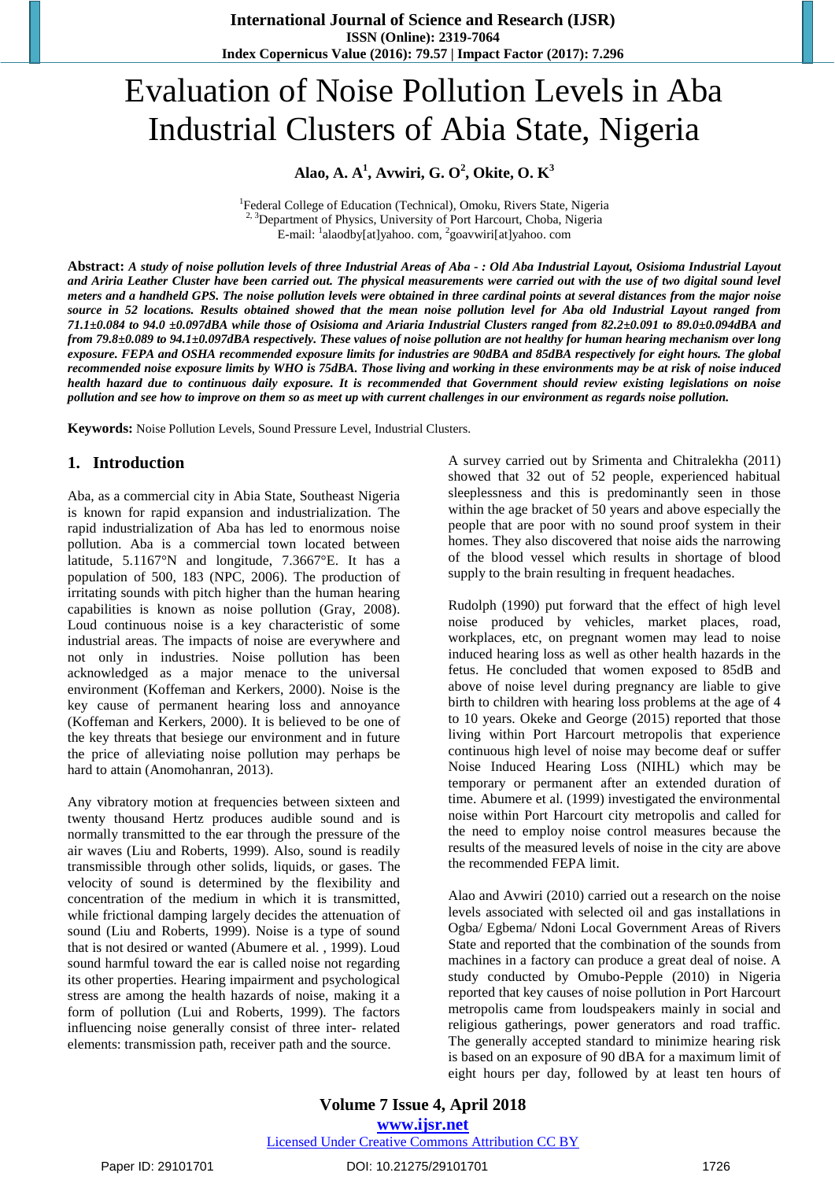# Evaluation of Noise Pollution Levels in Aba Industrial Clusters of Abia State, Nigeria

**Alao, A. A[1], Avwiri, G. O[2], Okite, O. K[3]**

[1]Federal College of Education (Technical), Omoku, Rivers State, Nigeria
[2, 3]Department of Physics, University of Port Harcourt, Choba, Nigeria
E-mail: [1]alaodby[at]yahoo. com, [2]goavwiri[at]yahoo. com

**Abstract:** ***A study of noise pollution levels of three Industrial Areas of Aba - : Old Aba Industrial Layout, Osisioma Industrial Layout and Ariria Leather Cluster have been carried out. The physical measurements were carried out with the use of two digital sound level meters and a handheld GPS. The noise pollution levels were obtained in three cardinal points at several distances from the major noise source in 52 locations. Results obtained showed that the mean noise pollution level for Aba old Industrial Layout ranged from 71.1±0.084 to 94.0 ±0.097dBA while those of Osisioma and Ariaria Industrial Clusters ranged from 82.2±0.091 to 89.0±0.094dBA and from 79.8±0.089 to 94.1±0.097dBA respectively. These values of noise pollution are not healthy for human hearing mechanism over long exposure. FEPA and OSHA recommended exposure limits for industries are 90dBA and 85dBA respectively for eight hours. The global recommended noise exposure limits by WHO is 75dBA. Those living and working in these environments may be at risk of noise induced health hazard due to continuous daily exposure. It is recommended that Government should review existing legislations on noise pollution and see how to improve on them so as meet up with current challenges in our environment as regards noise pollution.***

**Keywords:** Noise Pollution Levels, Sound Pressure Level, Industrial Clusters.

## 1. Introduction

Aba, as a commercial city in Abia State, Southeast Nigeria is known for rapid expansion and industrialization. The rapid industrialization of Aba has led to enormous noise pollution. Aba is a commercial town located between latitude, 5.1167°N and longitude, 7.3667°E. It has a population of 500, 183 (NPC, 2006). The production of irritating sounds with pitch higher than the human hearing capabilities is known as noise pollution (Gray, 2008). Loud continuous noise is a key characteristic of some industrial areas. The impacts of noise are everywhere and not only in industries. Noise pollution has been acknowledged as a major menace to the universal environment (Koffeman and Kerkers, 2000). Noise is the key cause of permanent hearing loss and annoyance (Koffeman and Kerkers, 2000). It is believed to be one of the key threats that besiege our environment and in future the price of alleviating noise pollution may perhaps be hard to attain (Anomohanran, 2013).

Any vibratory motion at frequencies between sixteen and twenty thousand Hertz produces audible sound and is normally transmitted to the ear through the pressure of the air waves (Liu and Roberts, 1999). Also, sound is readily transmissible through other solids, liquids, or gases. The velocity of sound is determined by the flexibility and concentration of the medium in which it is transmitted, while frictional damping largely decides the attenuation of sound (Liu and Roberts, 1999). Noise is a type of sound that is not desired or wanted (Abumere et al. , 1999). Loud sound harmful toward the ear is called noise not regarding its other properties. Hearing impairment and psychological stress are among the health hazards of noise, making it a form of pollution (Lui and Roberts, 1999). The factors influencing noise generally consist of three inter- related elements: transmission path, receiver path and the source.

A survey carried out by Srimenta and Chitralekha (2011) showed that 32 out of 52 people, experienced habitual sleeplessness and this is predominantly seen in those within the age bracket of 50 years and above especially the people that are poor with no sound proof system in their homes. They also discovered that noise aids the narrowing of the blood vessel which results in shortage of blood supply to the brain resulting in frequent headaches.

Rudolph (1990) put forward that the effect of high level noise produced by vehicles, market places, road, workplaces, etc, on pregnant women may lead to noise induced hearing loss as well as other health hazards in the fetus. He concluded that women exposed to 85dB and above of noise level during pregnancy are liable to give birth to children with hearing loss problems at the age of 4 to 10 years. Okeke and George (2015) reported that those living within Port Harcourt metropolis that experience continuous high level of noise may become deaf or suffer Noise Induced Hearing Loss (NIHL) which may be temporary or permanent after an extended duration of time. Abumere et al. (1999) investigated the environmental noise within Port Harcourt city metropolis and called for the need to employ noise control measures because the results of the measured levels of noise in the city are above the recommended FEPA limit.

Alao and Avwiri (2010) carried out a research on the noise levels associated with selected oil and gas installations in Ogba/ Egbema/ Ndoni Local Government Areas of Rivers State and reported that the combination of the sounds from machines in a factory can produce a great deal of noise. A study conducted by Omubo-Pepple (2010) in Nigeria reported that key causes of noise pollution in Port Harcourt metropolis came from loudspeakers mainly in social and religious gatherings, power generators and road traffic. The generally accepted standard to minimize hearing risk is based on an exposure of 90 dBA for a maximum limit of eight hours per day, followed by at least ten hours of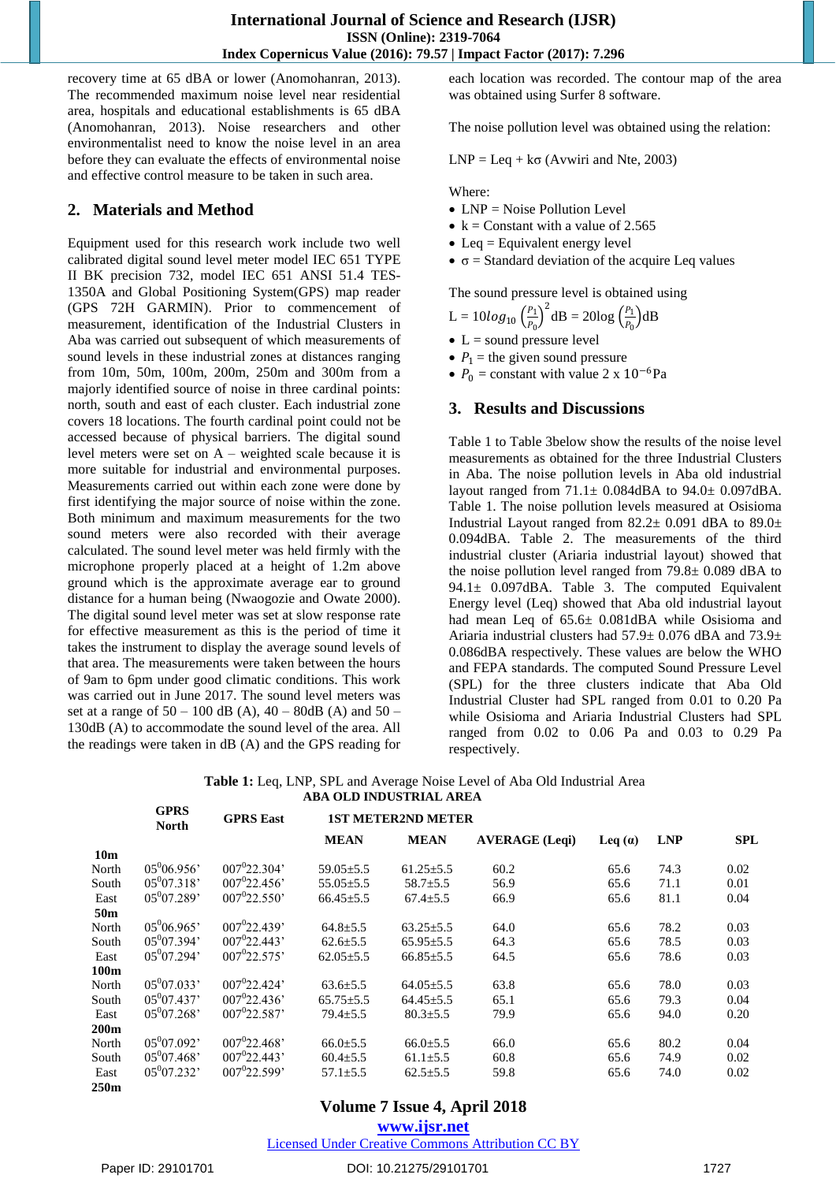recovery time at 65 dBA or lower (Anomohanran, 2013). The recommended maximum noise level near residential area, hospitals and educational establishments is 65 dBA (Anomohanran, 2013). Noise researchers and other environmentalist need to know the noise level in an area before they can evaluate the effects of environmental noise and effective control measure to be taken in such area.

## 2. Materials and Method

Equipment used for this research work include two well calibrated digital sound level meter model IEC 651 TYPE II BK precision 732, model IEC 651 ANSI 51.4 TES-1350A and Global Positioning System(GPS) map reader (GPS 72H GARMIN). Prior to commencement of measurement, identification of the Industrial Clusters in Aba was carried out subsequent of which measurements of sound levels in these industrial zones at distances ranging from 10m, 50m, 100m, 200m, 250m and 300m from a majorly identified source of noise in three cardinal points: north, south and east of each cluster. Each industrial zone covers 18 locations. The fourth cardinal point could not be accessed because of physical barriers. The digital sound level meters were set on A – weighted scale because it is more suitable for industrial and environmental purposes. Measurements carried out within each zone were done by first identifying the major source of noise within the zone. Both minimum and maximum measurements for the two sound meters were also recorded with their average calculated. The sound level meter was held firmly with the microphone properly placed at a height of 1.2m above ground which is the approximate average ear to ground distance for a human being (Nwaogozie and Owate 2000). The digital sound level meter was set at slow response rate for effective measurement as this is the period of time it takes the instrument to display the average sound levels of that area. The measurements were taken between the hours of 9am to 6pm under good climatic conditions. This work was carried out in June 2017. The sound level meters was set at a range of 50 – 100 dB (A), 40 – 80dB (A) and 50 – 130dB (A) to accommodate the sound level of the area. All the readings were taken in dB (A) and the GPS reading for each location was recorded. The contour map of the area was obtained using Surfer 8 software.

The noise pollution level was obtained using the relation:

LNP = Leq + kσ (Avwiri and Nte, 2003)

Where:

- LNP = Noise Pollution Level
- k = Constant with a value of 2.565
- Leq = Equivalent energy level
- σ = Standard deviation of the acquire Leq values

The sound pressure level is obtained using

$$L = 10log_{10}\left(\frac{P_1}{P_0}\right)^2 \text{dB} = 20\log\left(\frac{P_1}{P_0}\right)\text{dB}$$

- L = sound pressure level
- $P_1$ = the given sound pressure
- $P_0$ = constant with value 2 x $10^{-6}$Pa

## 3. Results and Discussions

Table 1 to Table 3below show the results of the noise level measurements as obtained for the three Industrial Clusters in Aba. The noise pollution levels in Aba old industrial layout ranged from 71.1± 0.084dBA to 94.0± 0.097dBA. Table 1. The noise pollution levels measured at Osisioma Industrial Layout ranged from 82.2± 0.091 dBA to 89.0± 0.094dBA. Table 2. The measurements of the third industrial cluster (Ariaria industrial layout) showed that the noise pollution level ranged from 79.8± 0.089 dBA to 94.1± 0.097dBA. Table 3. The computed Equivalent Energy level (Leq) showed that Aba old industrial layout had mean Leq of 65.6± 0.081dBA while Osisioma and Ariaria industrial clusters had 57.9± 0.076 dBA and 73.9± 0.086dBA respectively. These values are below the WHO and FEPA standards. The computed Sound Pressure Level (SPL) for the three clusters indicate that Aba Old Industrial Cluster had SPL ranged from 0.01 to 0.20 Pa while Osisioma and Ariaria Industrial Clusters had SPL ranged from 0.02 to 0.06 Pa and 0.03 to 0.29 Pa respectively.

**Table 1:** Leq, LNP, SPL and Average Noise Level of Aba Old Industrial Area

**ABA OLD INDUSTRIAL AREA**

| | GPRS North | GPRS East | 1ST METER MEAN | 2ND METER MEAN | AVERAGE (Leqi) | Leq (α) | LNP | SPL |
|---|---|---|---|---|---|---|---|---|
| **10m** | | | | | | | | |
| North | 05$^0$06.956' | 007$^0$22.304' | 59.05±5.5 | 61.25±5.5 | 60.2 | 65.6 | 74.3 | 0.02 |
| South | 05$^0$07.318' | 007$^0$22.456' | 55.05±5.5 | 58.7±5.5 | 56.9 | 65.6 | 71.1 | 0.01 |
| East | 05$^0$07.289' | 007$^0$22.550' | 66.45±5.5 | 67.4±5.5 | 66.9 | 65.6 | 81.1 | 0.04 |
| **50m** | | | | | | | | |
| North | 05$^0$06.965' | 007$^0$22.439' | 64.8±5.5 | 63.25±5.5 | 64.0 | 65.6 | 78.2 | 0.03 |
| South | 05$^0$07.394' | 007$^0$22.443' | 62.6±5.5 | 65.95±5.5 | 64.3 | 65.6 | 78.5 | 0.03 |
| East | 05$^0$07.294' | 007$^0$22.575' | 62.05±5.5 | 66.85±5.5 | 64.5 | 65.6 | 78.6 | 0.03 |
| **100m** | | | | | | | | |
| North | 05$^0$07.033' | 007$^0$22.424' | 63.6±5.5 | 64.05±5.5 | 63.8 | 65.6 | 78.0 | 0.03 |
| South | 05$^0$07.437' | 007$^0$22.436' | 65.75±5.5 | 64.45±5.5 | 65.1 | 65.6 | 79.3 | 0.04 |
| East | 05$^0$07.268' | 007$^0$22.587' | 79.4±5.5 | 80.3±5.5 | 79.9 | 65.6 | 94.0 | 0.20 |
| **200m** | | | | | | | | |
| North | 05$^0$07.092' | 007$^0$22.468' | 66.0±5.5 | 66.0±5.5 | 66.0 | 65.6 | 80.2 | 0.04 |
| South | 05$^0$07.468' | 007$^0$22.443' | 60.4±5.5 | 61.1±5.5 | 60.8 | 65.6 | 74.9 | 0.02 |
| East | 05$^0$07.232' | 007$^0$22.599' | 57.1±5.5 | 62.5±5.5 | 59.8 | 65.6 | 74.0 | 0.02 |
| **250m** | | | | | | | | |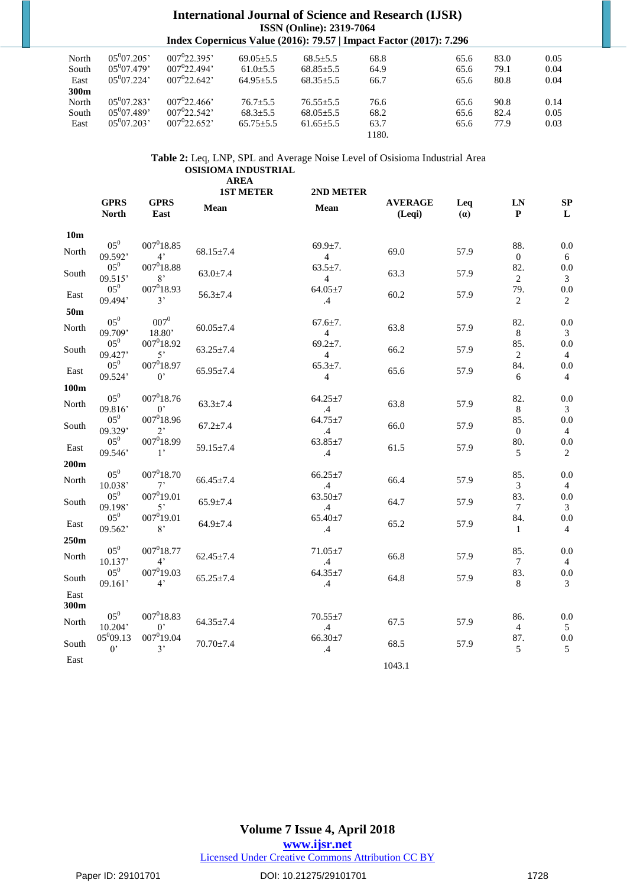| | | | | | | | | |
|---|---|---|---|---|---|---|---|---|
| North | $05^0$07.205' | $007^0$22.395' | 69.05±5.5 | 68.5±5.5 | 68.8 | 65.6 | 83.0 | 0.05 |
| South | $05^0$07.479' | $007^0$22.494' | 61.0±5.5 | 68.85±5.5 | 64.9 | 65.6 | 79.1 | 0.04 |
| East | $05^0$07.224' | $007^0$22.642' | 64.95±5.5 | 68.35±5.5 | 66.7 | 65.6 | 80.8 | 0.04 |
| **300m** | | | | | | | | |
| North | $05^0$07.283' | $007^0$22.466' | 76.7±5.5 | 76.55±5.5 | 76.6 | 65.6 | 90.8 | 0.14 |
| South | $05^0$07.489' | $007^0$22.542' | 68.3±5.5 | 68.05±5.5 | 68.2 | 65.6 | 82.4 | 0.05 |
| East | $05^0$07.203' | $007^0$22.652' | 65.75±5.5 | 61.65±5.5 | 63.7 | 65.6 | 77.9 | 0.03 |
| | | | | | 1180. | | | |

**Table 2:** Leq, LNP, SPL and Average Noise Level of Osisioma Industrial Area

| | OSISIOMA INDUSTRIAL AREA | | | | | | | |
|---|---|---|---|---|---|---|---|---|
| | | | 1ST METER | 2ND METER | | | | |
| | GPRS North | GPRS East | Mean | Mean | AVERAGE (Leqi) | Leq (α) | LNP | SPL |
| **10m** | | | | | | | | |
| North | $05^0$ 09.592' | $007^0$18.854' | 68.15±7.4 | 69.9±7.4 | 69.0 | 57.9 | 88.0 | 0.06 |
| South | $05^0$ 09.515' | $007^0$18.888' | 63.0±7.4 | 63.5±7.4 | 63.3 | 57.9 | 82.2 | 0.03 |
| East | $05^0$ 09.494' | $007^0$18.933' | 56.3±7.4 | 64.05±7.4 | 60.2 | 57.9 | 79.2 | 0.02 |
| **50m** | | | | | | | | |
| North | $05^0$ 09.709' | $007^0$ 18.80' | 60.05±7.4 | 67.6±7.4 | 63.8 | 57.9 | 82.8 | 0.03 |
| South | $05^0$ 09.427' | $007^0$18.925' | 63.25±7.4 | 69.2±7.4 | 66.2 | 57.9 | 85.2 | 0.04 |
| East | $05^0$ 09.524' | $007^0$18.970' | 65.95±7.4 | 65.3±7.4 | 65.6 | 57.9 | 84.6 | 0.04 |
| **100m** | | | | | | | | |
| North | $05^0$ 09.816' | $007^0$18.760' | 63.3±7.4 | 64.25±7.4 | 63.8 | 57.9 | 82.8 | 0.03 |
| South | $05^0$ 09.329' | $007^0$18.962' | 67.2±7.4 | 64.75±7.4 | 66.0 | 57.9 | 85.0 | 0.04 |
| East | $05^0$ 09.546' | $007^0$18.991' | 59.15±7.4 | 63.85±7.4 | 61.5 | 57.9 | 80.5 | 0.02 |
| **200m** | | | | | | | | |
| North | $05^0$ 10.038' | $007^0$18.707' | 66.45±7.4 | 66.25±7.4 | 66.4 | 57.9 | 85.3 | 0.04 |
| South | $05^0$ 09.198' | $007^0$19.015' | 65.9±7.4 | 63.50±7.4 | 64.7 | 57.9 | 83.7 | 0.03 |
| East | $05^0$ 09.562' | $007^0$19.018' | 64.9±7.4 | 65.40±7.4 | 65.2 | 57.9 | 84.1 | 0.04 |
| **250m** | | | | | | | | |
| North | $05^0$ 10.137' | $007^0$18.774' | 62.45±7.4 | 71.05±7.4 | 66.8 | 57.9 | 85.7 | 0.04 |
| South | $05^0$ 09.161' | $007^0$19.034' | 65.25±7.4 | 64.35±7.4 | 64.8 | 57.9 | 83.8 | 0.03 |
| East | | | | | | | | |
| **300m** | | | | | | | | |
| North | $05^0$ 10.204' | $007^0$18.830' | 64.35±7.4 | 70.55±7.4 | 67.5 | 57.9 | 86.4 | 0.05 |
| South | $05^0$09.130' | $007^0$19.043' | 70.70±7.4 | 66.30±7.4 | 68.5 | 57.9 | 87.5 | 0.05 |
| East | | | | | | | | |
| | | | | | 1043.1 | | | |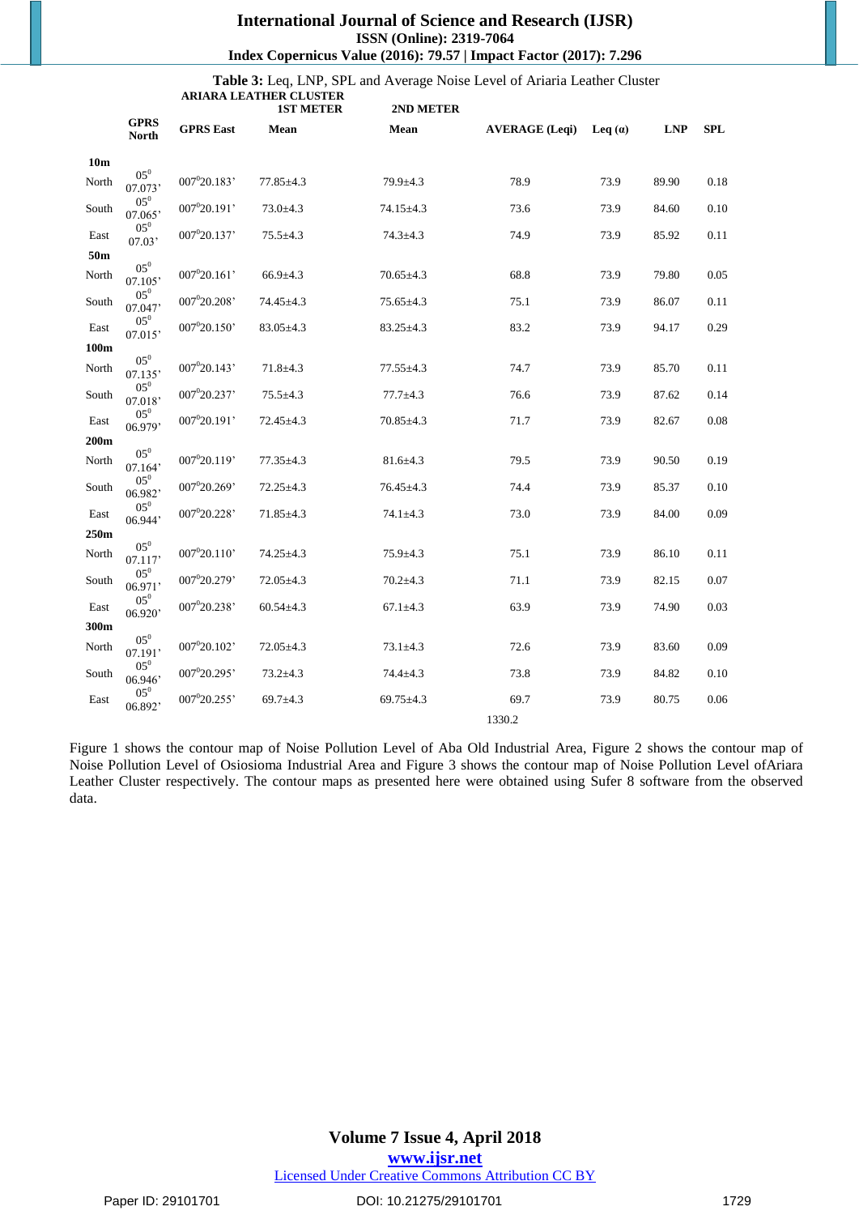**Table 3:** Leq, LNP, SPL and Average Noise Level of Ariaria Leather Cluster

| ARIARA LEATHER CLUSTER | | | 1ST METER | 2ND METER | | | | |
|---|---|---|---|---|---|---|---|---|
| | GPRS North | GPRS East | Mean | Mean | AVERAGE (Leqi) | Leq (a) | LNP | SPL |
| **10m** | | | | | | | | |
| North | 05$^0$ 07.073' | 007$^0$20.183' | 77.85±4.3 | 79.9±4.3 | 78.9 | 73.9 | 89.90 | 0.18 |
| South | 05$^0$ 07.065' | 007$^0$20.191' | 73.0±4.3 | 74.15±4.3 | 73.6 | 73.9 | 84.60 | 0.10 |
| East | 05$^0$ 07.03' | 007$^0$20.137' | 75.5±4.3 | 74.3±4.3 | 74.9 | 73.9 | 85.92 | 0.11 |
| **50m** | | | | | | | | |
| North | 05$^0$ 07.105' | 007$^0$20.161' | 66.9±4.3 | 70.65±4.3 | 68.8 | 73.9 | 79.80 | 0.05 |
| South | 05$^0$ 07.047' | 007$^0$20.208' | 74.45±4.3 | 75.65±4.3 | 75.1 | 73.9 | 86.07 | 0.11 |
| East | 05$^0$ 07.015' | 007$^0$20.150' | 83.05±4.3 | 83.25±4.3 | 83.2 | 73.9 | 94.17 | 0.29 |
| **100m** | | | | | | | | |
| North | 05$^0$ 07.135' | 007$^0$20.143' | 71.8±4.3 | 77.55±4.3 | 74.7 | 73.9 | 85.70 | 0.11 |
| South | 05$^0$ 07.018' | 007$^0$20.237' | 75.5±4.3 | 77.7±4.3 | 76.6 | 73.9 | 87.62 | 0.14 |
| East | 05$^0$ 06.979' | 007$^0$20.191' | 72.45±4.3 | 70.85±4.3 | 71.7 | 73.9 | 82.67 | 0.08 |
| **200m** | | | | | | | | |
| North | 05$^0$ 07.164' | 007$^0$20.119' | 77.35±4.3 | 81.6±4.3 | 79.5 | 73.9 | 90.50 | 0.19 |
| South | 05$^0$ 06.982' | 007$^0$20.269' | 72.25±4.3 | 76.45±4.3 | 74.4 | 73.9 | 85.37 | 0.10 |
| East | 05$^0$ 06.944' | 007$^0$20.228' | 71.85±4.3 | 74.1±4.3 | 73.0 | 73.9 | 84.00 | 0.09 |
| **250m** | | | | | | | | |
| North | 05$^0$ 07.117' | 007$^0$20.110' | 74.25±4.3 | 75.9±4.3 | 75.1 | 73.9 | 86.10 | 0.11 |
| South | 05$^0$ 06.971' | 007$^0$20.279' | 72.05±4.3 | 70.2±4.3 | 71.1 | 73.9 | 82.15 | 0.07 |
| East | 05$^0$ 06.920' | 007$^0$20.238' | 60.54±4.3 | 67.1±4.3 | 63.9 | 73.9 | 74.90 | 0.03 |
| **300m** | | | | | | | | |
| North | 05$^0$ 07.191' | 007$^0$20.102' | 72.05±4.3 | 73.1±4.3 | 72.6 | 73.9 | 83.60 | 0.09 |
| South | 05$^0$ 06.946' | 007$^0$20.295' | 73.2±4.3 | 74.4±4.3 | 73.8 | 73.9 | 84.82 | 0.10 |
| East | 05$^0$ 06.892' | 007$^0$20.255' | 69.7±4.3 | 69.75±4.3 | 69.7 | 73.9 | 80.75 | 0.06 |
| | | | | | 1330.2 | | | |

Figure 1 shows the contour map of Noise Pollution Level of Aba Old Industrial Area, Figure 2 shows the contour map of Noise Pollution Level of Osiosioma Industrial Area and Figure 3 shows the contour map of Noise Pollution Level ofAriara Leather Cluster respectively. The contour maps as presented here were obtained using Sufer 8 software from the observed data.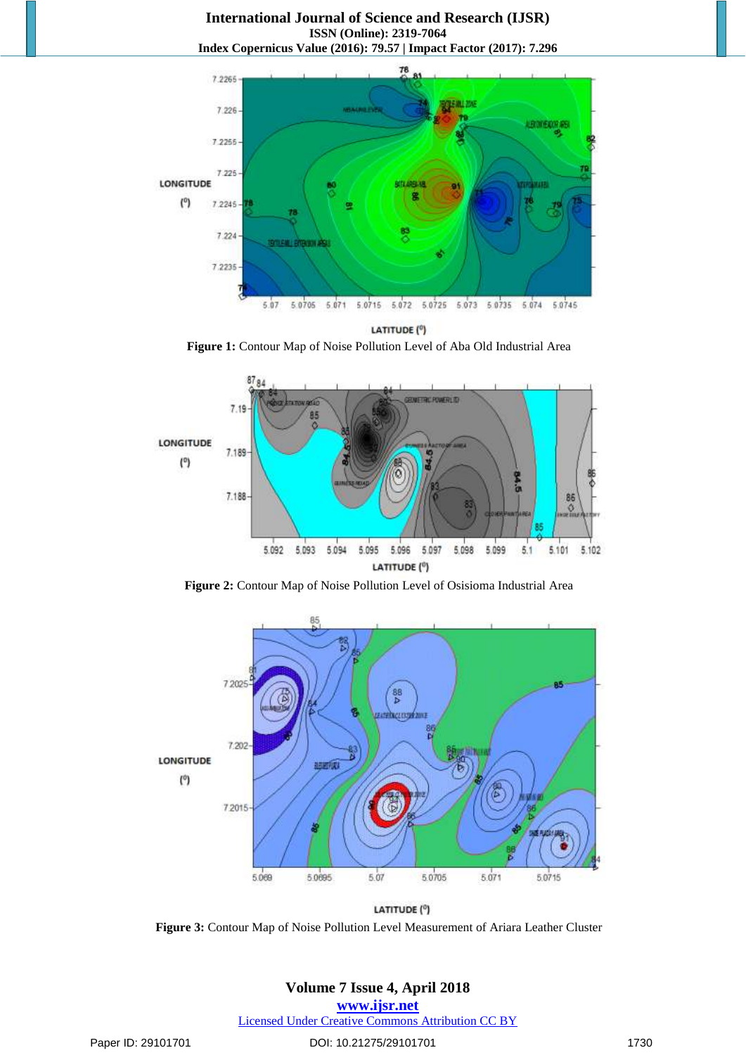**Figure 1:** Contour Map of Noise Pollution Level of Aba Old Industrial Area

**Figure 2:** Contour Map of Noise Pollution Level of Osisioma Industrial Area

**Figure 3:** Contour Map of Noise Pollution Level Measurement of Ariara Leather Cluster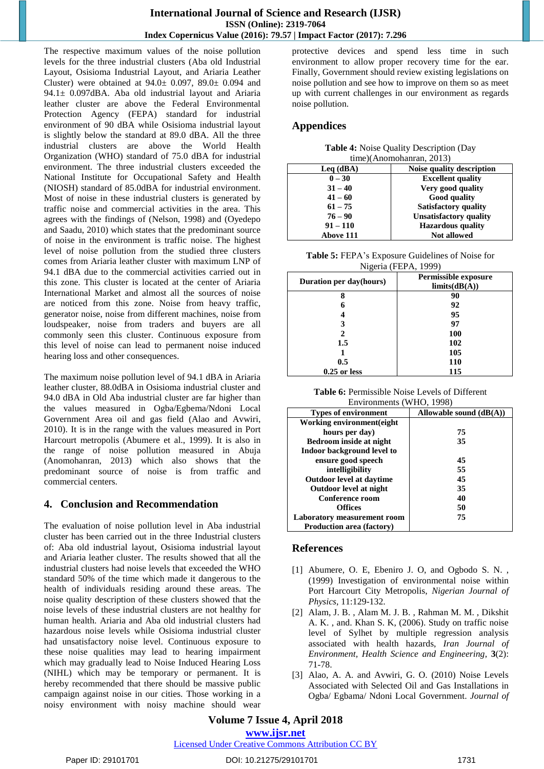The respective maximum values of the noise pollution levels for the three industrial clusters (Aba old Industrial Layout, Osisioma Industrial Layout, and Ariaria Leather Cluster) were obtained at 94.0± 0.097, 89.0± 0.094 and 94.1± 0.097dBA. Aba old industrial layout and Ariaria leather cluster are above the Federal Environmental Protection Agency (FEPA) standard for industrial environment of 90 dBA while Osisioma industrial layout is slightly below the standard at 89.0 dBA. All the three industrial clusters are above the World Health Organization (WHO) standard of 75.0 dBA for industrial environment. The three industrial clusters exceeded the National Institute for Occupational Safety and Health (NIOSH) standard of 85.0dBA for industrial environment. Most of noise in these industrial clusters is generated by traffic noise and commercial activities in the area. This agrees with the findings of (Nelson, 1998) and (Oyedepo and Saadu, 2010) which states that the predominant source of noise in the environment is traffic noise. The highest level of noise pollution from the studied three clusters comes from Ariaria leather cluster with maximum LNP of 94.1 dBA due to the commercial activities carried out in this zone. This cluster is located at the center of Ariaria International Market and almost all the sources of noise are noticed from this zone. Noise from heavy traffic, generator noise, noise from different machines, noise from loudspeaker, noise from traders and buyers are all commonly seen this cluster. Continuous exposure from this level of noise can lead to permanent noise induced hearing loss and other consequences.

The maximum noise pollution level of 94.1 dBA in Ariaria leather cluster, 88.0dBA in Osisioma industrial cluster and 94.0 dBA in Old Aba industrial cluster are far higher than the values measured in Ogba/Egbema/Ndoni Local Government Area oil and gas field (Alao and Avwiri, 2010). It is in the range with the values measured in Port Harcourt metropolis (Abumere et al., 1999). It is also in the range of noise pollution measured in Abuja (Anomohanran, 2013) which also shows that the predominant source of noise is from traffic and commercial centers.

## 4. Conclusion and Recommendation

The evaluation of noise pollution level in Aba industrial cluster has been carried out in the three Industrial clusters of: Aba old industrial layout, Osisioma industrial layout and Ariaria leather cluster. The results showed that all the industrial clusters had noise levels that exceeded the WHO standard 50% of the time which made it dangerous to the health of individuals residing around these areas. The noise quality description of these clusters showed that the noise levels of these industrial clusters are not healthy for human health. Ariaria and Aba old industrial clusters had hazardous noise levels while Osisioma industrial cluster had unsatisfactory noise level. Continuous exposure to these noise qualities may lead to hearing impairment which may gradually lead to Noise Induced Hearing Loss (NIHL) which may be temporary or permanent. It is hereby recommended that there should be massive public campaign against noise in our cities. Those working in a noisy environment with noisy machine should wear protective devices and spend less time in such environment to allow proper recovery time for the ear. Finally, Government should review existing legislations on noise pollution and see how to improve on them so as meet up with current challenges in our environment as regards noise pollution.

## Appendices

**Table 4:** Noise Quality Description (Day time)(Anomohanran, 2013)

| Leq (dBA) | Noise quality description |
|---|---|
| 0 – 30 | Excellent quality |
| 31 – 40 | Very good quality |
| 41 – 60 | Good quality |
| 61 – 75 | Satisfactory quality |
| 76 – 90 | Unsatisfactory quality |
| 91 – 110 | Hazardous quality |
| Above 111 | Not allowed |

**Table 5:** FEPA's Exposure Guidelines of Noise for Nigeria (FEPA, 1999)

| Duration per day(hours) | Permissible exposure limits(dB(A)) |
|---|---|
| 8 | 90 |
| 6 | 92 |
| 4 | 95 |
| 3 | 97 |
| 2 | 100 |
| 1.5 | 102 |
| 1 | 105 |
| 0.5 | 110 |
| 0.25 or less | 115 |

**Table 6:** Permissible Noise Levels of Different Environments (WHO, 1998)

| Types of environment | Allowable sound (dB(A)) |
|---|---|
| Working environment(eight hours per day) | 75 |
| Bedroom inside at night | 35 |
| Indoor background level to ensure good speech intelligibility | 45 |
| Outdoor level at daytime | 55 |
| Outdoor level at night | 45 |
| Conference room | 35 |
| Offices | 40 |
| Laboratory measurement room | 50 |
| Production area (factory) | 75 |

## References

[1] Abumere, O. E, Ebeniro J. O, and Ogbodo S. N. , (1999) Investigation of environmental noise within Port Harcourt City Metropolis, *Nigerian Journal of Physics*, 11:129-132.

[2] Alam, J. B. , Alam M. J. B. , Rahman M. M. , Dikshit A. K. , and. Khan S. K, (2006). Study on traffic noise level of Sylhet by multiple regression analysis associated with health hazards, *Iran Journal of Environment, Health Science and Engineering*, **3**(2): 71-78.

[3] Alao, A. A. and Avwiri, G. O. (2010) Noise Levels Associated with Selected Oil and Gas Installations in Ogba/ Egbama/ Ndoni Local Government. *Journal of*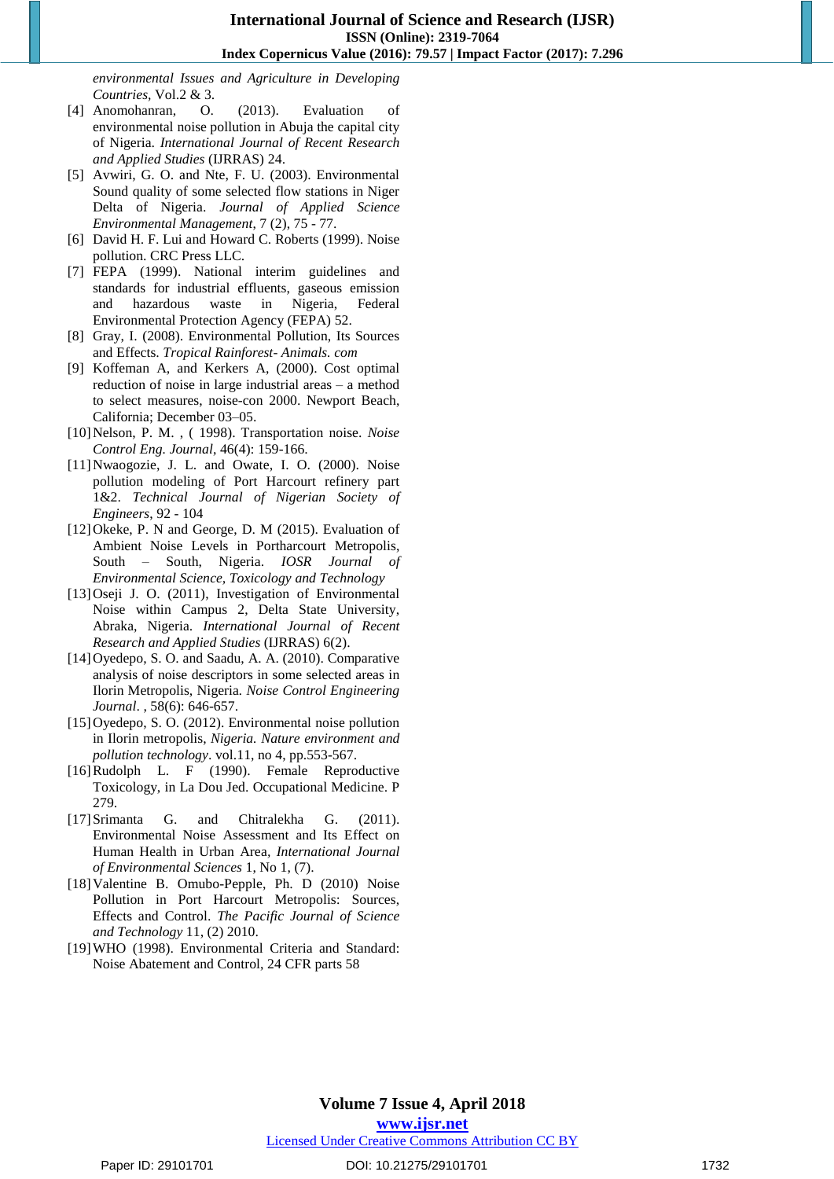*environmental Issues and Agriculture in Developing Countries*, Vol.2 & 3.

[4] Anomohanran, O. (2013). Evaluation of environmental noise pollution in Abuja the capital city of Nigeria. *International Journal of Recent Research and Applied Studies* (IJRRAS) 24.

[5] Avwiri, G. O. and Nte, F. U. (2003). Environmental Sound quality of some selected flow stations in Niger Delta of Nigeria. *Journal of Applied Science Environmental Management*, 7 (2), 75 - 77.

[6] David H. F. Lui and Howard C. Roberts (1999). Noise pollution. CRC Press LLC.

[7] FEPA (1999). National interim guidelines and standards for industrial effluents, gaseous emission and hazardous waste in Nigeria, Federal Environmental Protection Agency (FEPA) 52.

[8] Gray, I. (2008). Environmental Pollution, Its Sources and Effects. *Tropical Rainforest- Animals. com*

[9] Koffeman A, and Kerkers A, (2000). Cost optimal reduction of noise in large industrial areas – a method to select measures, noise-con 2000. Newport Beach, California; December 03–05.

[10] Nelson, P. M. , ( 1998). Transportation noise. *Noise Control Eng. Journal*, 46(4): 159-166.

[11] Nwaogozie, J. L. and Owate, I. O. (2000). Noise pollution modeling of Port Harcourt refinery part 1&2. *Technical Journal of Nigerian Society of Engineers*, 92 - 104

[12] Okeke, P. N and George, D. M (2015). Evaluation of Ambient Noise Levels in Portharcourt Metropolis, South – South, Nigeria. *IOSR Journal of Environmental Science, Toxicology and Technology*

[13] Oseji J. O. (2011), Investigation of Environmental Noise within Campus 2, Delta State University, Abraka, Nigeria. *International Journal of Recent Research and Applied Studies* (IJRRAS) 6(2).

[14] Oyedepo, S. O. and Saadu, A. A. (2010). Comparative analysis of noise descriptors in some selected areas in Ilorin Metropolis, Nigeria. *Noise Control Engineering Journal*. , 58(6): 646-657.

[15] Oyedepo, S. O. (2012). Environmental noise pollution in Ilorin metropolis, *Nigeria. Nature environment and pollution technology*. vol.11, no 4, pp.553-567.

[16] Rudolph L. F (1990). Female Reproductive Toxicology, in La Dou Jed. Occupational Medicine. P 279.

[17] Srimanta G. and Chitralekha G. (2011). Environmental Noise Assessment and Its Effect on Human Health in Urban Area, *International Journal of Environmental Sciences* 1, No 1, (7).

[18] Valentine B. Omubo-Pepple, Ph. D (2010) Noise Pollution in Port Harcourt Metropolis: Sources, Effects and Control. *The Pacific Journal of Science and Technology* 11, (2) 2010.

[19] WHO (1998). Environmental Criteria and Standard: Noise Abatement and Control, 24 CFR parts 58